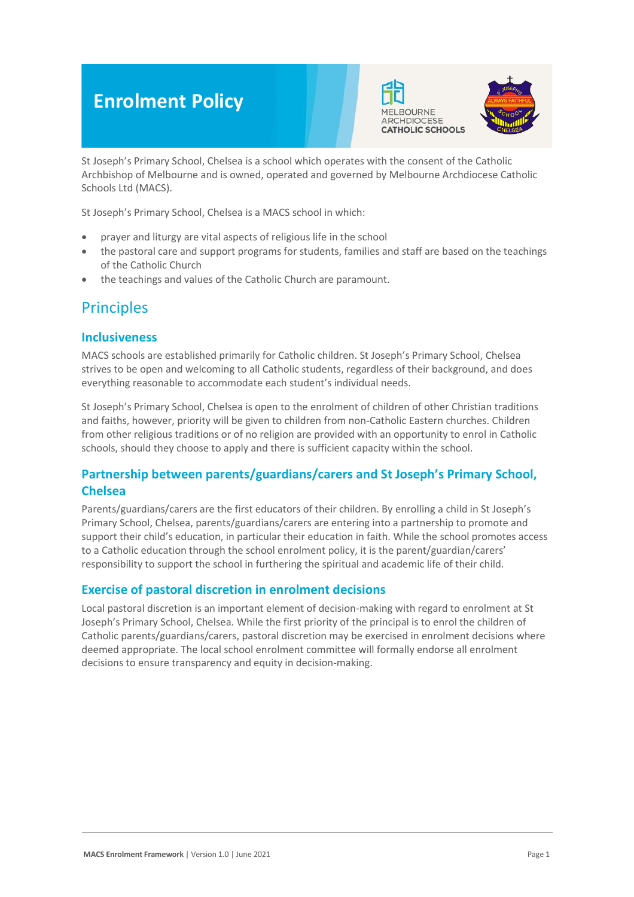# Enrolment Policy

St Joseph's Primary School, Chelsea is a school which operates with the consent of the Catholic Archbishop of Melbourne and is owned, operated and governed by Melbourne Archdiocese Catholic Schools Ltd (MACS).

St Joseph's Primary School, Chelsea is a MACS school in which:

- prayer and liturgy are vital aspects of religious life in the school
- the pastoral care and support programs for students, families and staff are based on the teachings of the Catholic Church
- the teachings and values of the Catholic Church are paramount.

## Principles

### Inclusiveness

MACS schools are established primarily for Catholic children. St Joseph's Primary School, Chelsea strives to be open and welcoming to all Catholic students, regardless of their background, and does everything reasonable to accommodate each student's individual needs.

St Joseph's Primary School, Chelsea is open to the enrolment of children of other Christian traditions and faiths, however, priority will be given to children from non-Catholic Eastern churches. Children from other religious traditions or of no religion are provided with an opportunity to enrol in Catholic schools, should they choose to apply and there is sufficient capacity within the school.

### Partnership between parents/guardians/carers and St Joseph's Primary School, Chelsea

Parents/guardians/carers are the first educators of their children. By enrolling a child in St Joseph's Primary School, Chelsea, parents/guardians/carers are entering into a partnership to promote and support their child's education, in particular their education in faith. While the school promotes access to a Catholic education through the school enrolment policy, it is the parent/guardian/carers' responsibility to support the school in furthering the spiritual and academic life of their child.

### Exercise of pastoral discretion in enrolment decisions

Local pastoral discretion is an important element of decision-making with regard to enrolment at St Joseph's Primary School, Chelsea. While the first priority of the principal is to enrol the children of Catholic parents/guardians/carers, pastoral discretion may be exercised in enrolment decisions where deemed appropriate. The local school enrolment committee will formally endorse all enrolment decisions to ensure transparency and equity in decision-making.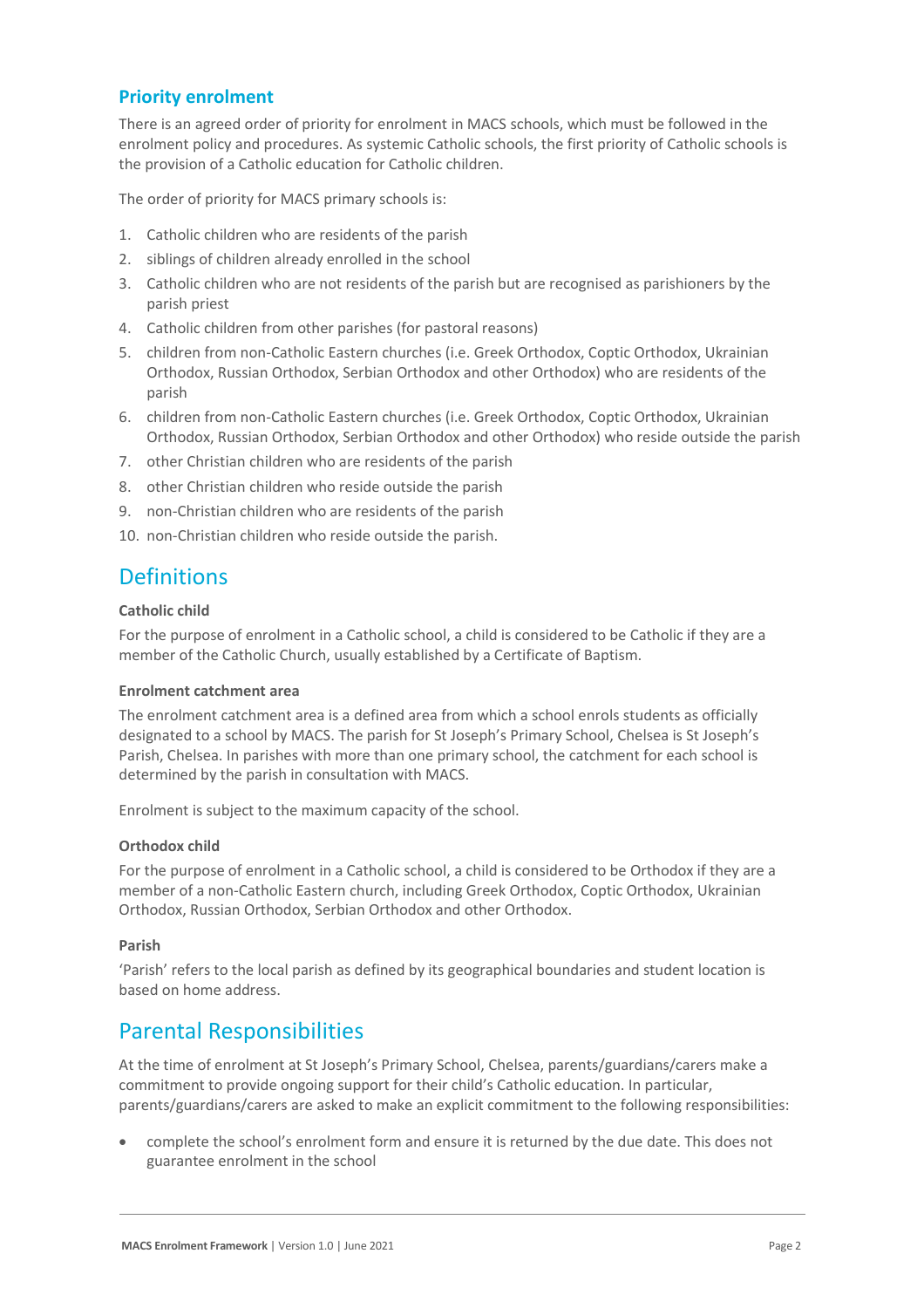### Priority enrolment

There is an agreed order of priority for enrolment in MACS schools, which must be followed in the enrolment policy and procedures. As systemic Catholic schools, the first priority of Catholic schools is the provision of a Catholic education for Catholic children.

The order of priority for MACS primary schools is:

1. Catholic children who are residents of the parish
2. siblings of children already enrolled in the school
3. Catholic children who are not residents of the parish but are recognised as parishioners by the parish priest
4. Catholic children from other parishes (for pastoral reasons)
5. children from non-Catholic Eastern churches (i.e. Greek Orthodox, Coptic Orthodox, Ukrainian Orthodox, Russian Orthodox, Serbian Orthodox and other Orthodox) who are residents of the parish
6. children from non-Catholic Eastern churches (i.e. Greek Orthodox, Coptic Orthodox, Ukrainian Orthodox, Russian Orthodox, Serbian Orthodox and other Orthodox) who reside outside the parish
7. other Christian children who are residents of the parish
8. other Christian children who reside outside the parish
9. non-Christian children who are residents of the parish
10. non-Christian children who reside outside the parish.

## Definitions

**Catholic child**

For the purpose of enrolment in a Catholic school, a child is considered to be Catholic if they are a member of the Catholic Church, usually established by a Certificate of Baptism.

**Enrolment catchment area**

The enrolment catchment area is a defined area from which a school enrols students as officially designated to a school by MACS. The parish for St Joseph's Primary School, Chelsea is St Joseph's Parish, Chelsea. In parishes with more than one primary school, the catchment for each school is determined by the parish in consultation with MACS.

Enrolment is subject to the maximum capacity of the school.

**Orthodox child**

For the purpose of enrolment in a Catholic school, a child is considered to be Orthodox if they are a member of a non-Catholic Eastern church, including Greek Orthodox, Coptic Orthodox, Ukrainian Orthodox, Russian Orthodox, Serbian Orthodox and other Orthodox.

**Parish**

'Parish' refers to the local parish as defined by its geographical boundaries and student location is based on home address.

## Parental Responsibilities

At the time of enrolment at St Joseph's Primary School, Chelsea, parents/guardians/carers make a commitment to provide ongoing support for their child's Catholic education. In particular, parents/guardians/carers are asked to make an explicit commitment to the following responsibilities:

- complete the school's enrolment form and ensure it is returned by the due date. This does not guarantee enrolment in the school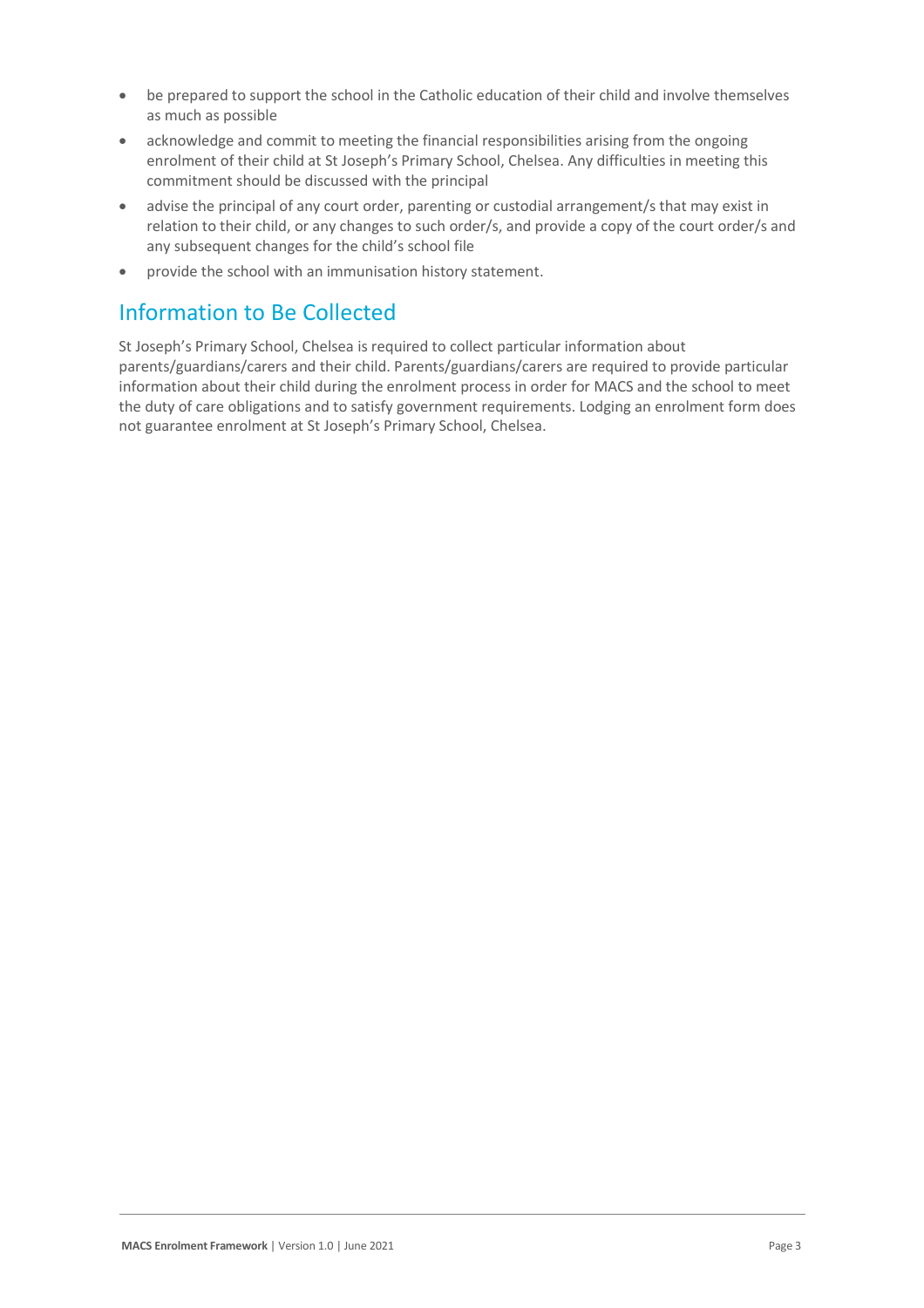- be prepared to support the school in the Catholic education of their child and involve themselves as much as possible
- acknowledge and commit to meeting the financial responsibilities arising from the ongoing enrolment of their child at St Joseph's Primary School, Chelsea. Any difficulties in meeting this commitment should be discussed with the principal
- advise the principal of any court order, parenting or custodial arrangement/s that may exist in relation to their child, or any changes to such order/s, and provide a copy of the court order/s and any subsequent changes for the child's school file
- provide the school with an immunisation history statement.

## Information to Be Collected

St Joseph's Primary School, Chelsea is required to collect particular information about parents/guardians/carers and their child. Parents/guardians/carers are required to provide particular information about their child during the enrolment process in order for MACS and the school to meet the duty of care obligations and to satisfy government requirements. Lodging an enrolment form does not guarantee enrolment at St Joseph's Primary School, Chelsea.